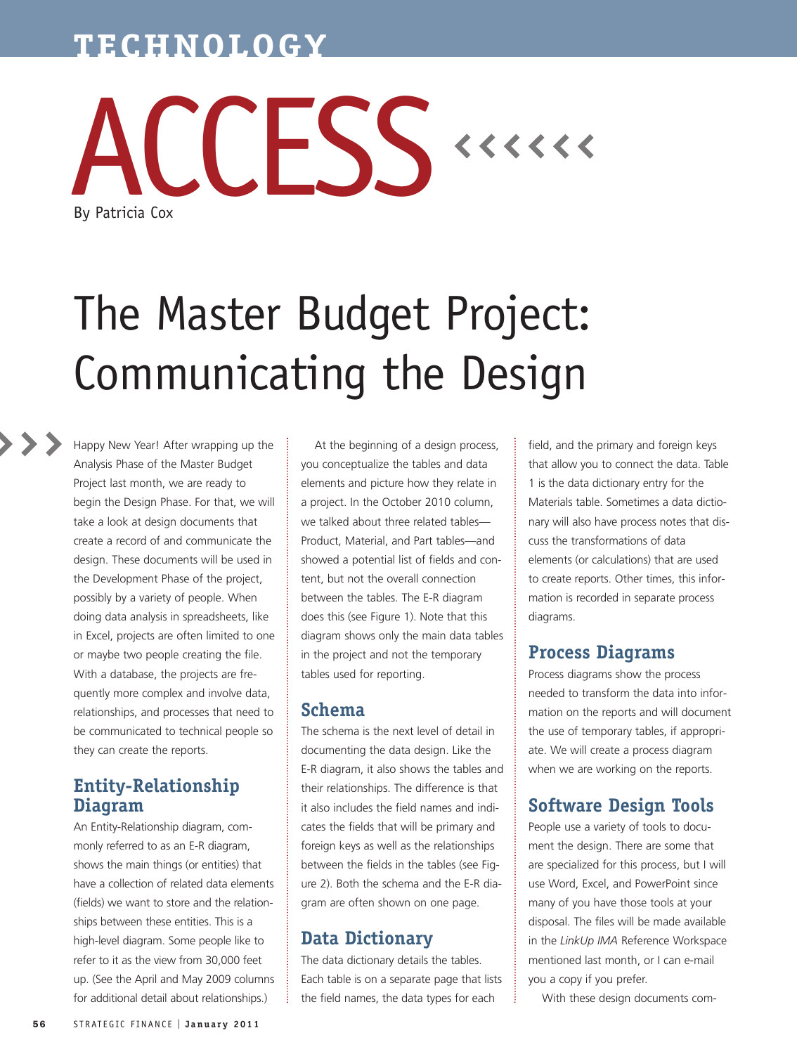# TECHNOLOGY

# ACCESS

By Patricia Cox

# The Master Budget Project: Communicating the Design

Happy New Year! After wrapping up the Analysis Phase of the Master Budget Project last month, we are ready to begin the Design Phase. For that, we will take a look at design documents that create a record of and communicate the design. These documents will be used in the Development Phase of the project, possibly by a variety of people. When doing data analysis in spreadsheets, like in Excel, projects are often limited to one or maybe two people creating the file. With a database, the projects are frequently more complex and involve data, relationships, and processes that need to be communicated to technical people so they can create the reports.

## Entity-Relationship Diagram

An Entity-Relationship diagram, commonly referred to as an E-R diagram, shows the main things (or entities) that have a collection of related data elements (fields) we want to store and the relationships between these entities. This is a high-level diagram. Some people like to refer to it as the view from 30,000 feet up. (See the April and May 2009 columns for additional detail about relationships.)

At the beginning of a design process, you conceptualize the tables and data elements and picture how they relate in a project. In the October 2010 column, we talked about three related tables—Product, Material, and Part tables—and showed a potential list of fields and content, but not the overall connection between the tables. The E-R diagram does this (see Figure 1). Note that this diagram shows only the main data tables in the project and not the temporary tables used for reporting.

## Schema

The schema is the next level of detail in documenting the data design. Like the E-R diagram, it also shows the tables and their relationships. The difference is that it also includes the field names and indicates the fields that will be primary and foreign keys as well as the relationships between the fields in the tables (see Figure 2). Both the schema and the E-R diagram are often shown on one page.

## Data Dictionary

The data dictionary details the tables. Each table is on a separate page that lists the field names, the data types for each field, and the primary and foreign keys that allow you to connect the data. Table 1 is the data dictionary entry for the Materials table. Sometimes a data dictionary will also have process notes that discuss the transformations of data elements (or calculations) that are used to create reports. Other times, this information is recorded in separate process diagrams.

## Process Diagrams

Process diagrams show the process needed to transform the data into information on the reports and will document the use of temporary tables, if appropriate. We will create a process diagram when we are working on the reports.

## Software Design Tools

People use a variety of tools to document the design. There are some that are specialized for this process, but I will use Word, Excel, and PowerPoint since many of you have those tools at your disposal. The files will be made available in the *LinkUp IMA* Reference Workspace mentioned last month, or I can e-mail you a copy if you prefer.

With these design documents com-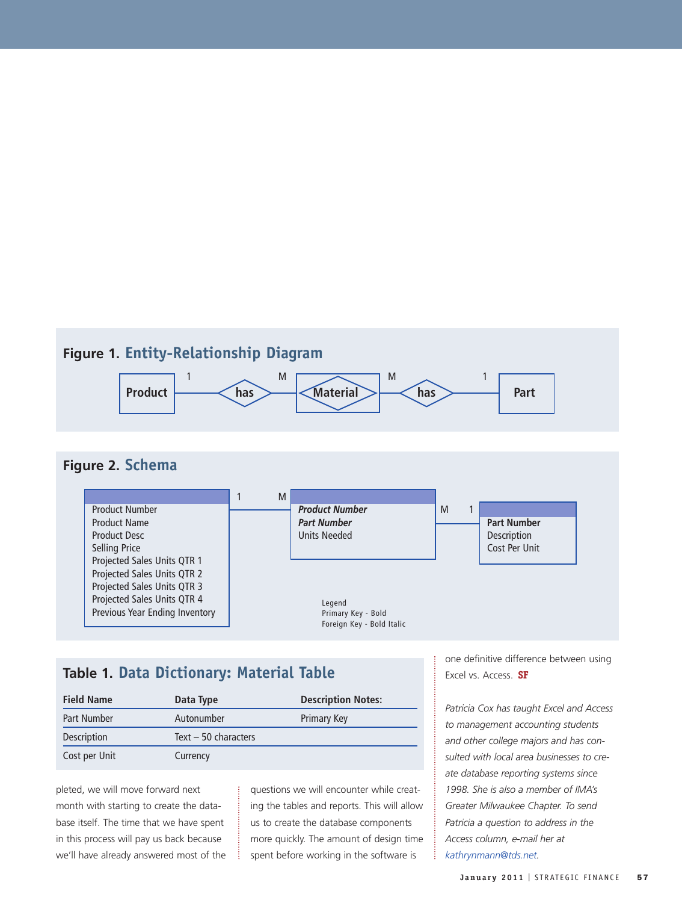**Figure 1. Entity-Relationship Diagram**

Product — 1 — has — M — Material — M — has — 1 — Part

**Figure 2. Schema**

Product Number
Product Name
Product Desc
Selling Price
Projected Sales Units QTR 1
Projected Sales Units QTR 2
Projected Sales Units QTR 3
Projected Sales Units QTR 4
Previous Year Ending Inventory

1 M

***Product Number***
***Part Number***
Units Needed

M 1

**Part Number**
Description
Cost Per Unit

Legend
Primary Key - Bold
Foreign Key - Bold Italic

**Table 1. Data Dictionary: Material Table**

| Field Name | Data Type | Description Notes: |
|---|---|---|
| Part Number | Autonumber | Primary Key |
| Description | Text – 50 characters | |
| Cost per Unit | Currency | |

pleted, we will move forward next month with starting to create the database itself. The time that we have spent in this process will pay us back because we'll have already answered most of the questions we will encounter while creating the tables and reports. This will allow us to create the database components more quickly. The amount of design time spent before working in the software is one definitive difference between using Excel vs. Access. **SF**

*Patricia Cox has taught Excel and Access to management accounting students and other college majors and has consulted with local area businesses to create database reporting systems since 1998. She is also a member of IMA's Greater Milwaukee Chapter. To send Patricia a question to address in the Access column, e-mail her at kathrynmann@tds.net.*